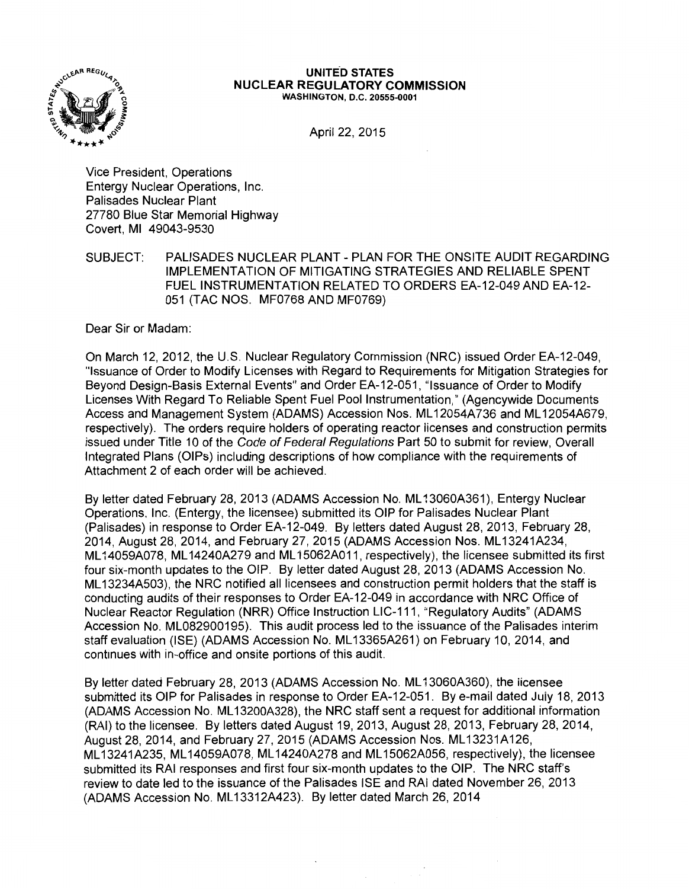**UNITED STATES**
**NUCLEAR REGULATORY COMMISSION**
**WASHINGTON, D.C. 20555-0001**

April 22, 2015

Vice President, Operations
Entergy Nuclear Operations, Inc.
Palisades Nuclear Plant
27780 Blue Star Memorial Highway
Covert, MI 49043-9530

SUBJECT: PALISADES NUCLEAR PLANT - PLAN FOR THE ONSITE AUDIT REGARDING IMPLEMENTATION OF MITIGATING STRATEGIES AND RELIABLE SPENT FUEL INSTRUMENTATION RELATED TO ORDERS EA-12-049 AND EA-12-051 (TAC NOS. MF0768 AND MF0769)

Dear Sir or Madam:

On March 12, 2012, the U.S. Nuclear Regulatory Commission (NRC) issued Order EA-12-049, "Issuance of Order to Modify Licenses with Regard to Requirements for Mitigation Strategies for Beyond Design-Basis External Events" and Order EA-12-051, "Issuance of Order to Modify Licenses With Regard To Reliable Spent Fuel Pool Instrumentation," (Agencywide Documents Access and Management System (ADAMS) Accession Nos. ML12054A736 and ML12054A679, respectively). The orders require holders of operating reactor licenses and construction permits issued under Title 10 of the *Code of Federal Regulations* Part 50 to submit for review, Overall Integrated Plans (OIPs) including descriptions of how compliance with the requirements of Attachment 2 of each order will be achieved.

By letter dated February 28, 2013 (ADAMS Accession No. ML13060A361), Entergy Nuclear Operations, Inc. (Entergy, the licensee) submitted its OIP for Palisades Nuclear Plant (Palisades) in response to Order EA-12-049. By letters dated August 28, 2013, February 28, 2014, August 28, 2014, and February 27, 2015 (ADAMS Accession Nos. ML13241A234, ML14059A078, ML14240A279 and ML15062A011, respectively), the licensee submitted its first four six-month updates to the OIP. By letter dated August 28, 2013 (ADAMS Accession No. ML13234A503), the NRC notified all licensees and construction permit holders that the staff is conducting audits of their responses to Order EA-12-049 in accordance with NRC Office of Nuclear Reactor Regulation (NRR) Office Instruction LIC-111, "Regulatory Audits" (ADAMS Accession No. ML082900195). This audit process led to the issuance of the Palisades interim staff evaluation (ISE) (ADAMS Accession No. ML13365A261) on February 10, 2014, and continues with in-office and onsite portions of this audit.

By letter dated February 28, 2013 (ADAMS Accession No. ML13060A360), the licensee submitted its OIP for Palisades in response to Order EA-12-051. By e-mail dated July 18, 2013 (ADAMS Accession No. ML13200A328), the NRC staff sent a request for additional information (RAI) to the licensee. By letters dated August 19, 2013, August 28, 2013, February 28, 2014, August 28, 2014, and February 27, 2015 (ADAMS Accession Nos. ML13231A126, ML13241A235, ML14059A078, ML14240A278 and ML15062A056, respectively), the licensee submitted its RAI responses and first four six-month updates to the OIP. The NRC staff's review to date led to the issuance of the Palisades ISE and RAI dated November 26, 2013 (ADAMS Accession No. ML13312A423). By letter dated March 26, 2014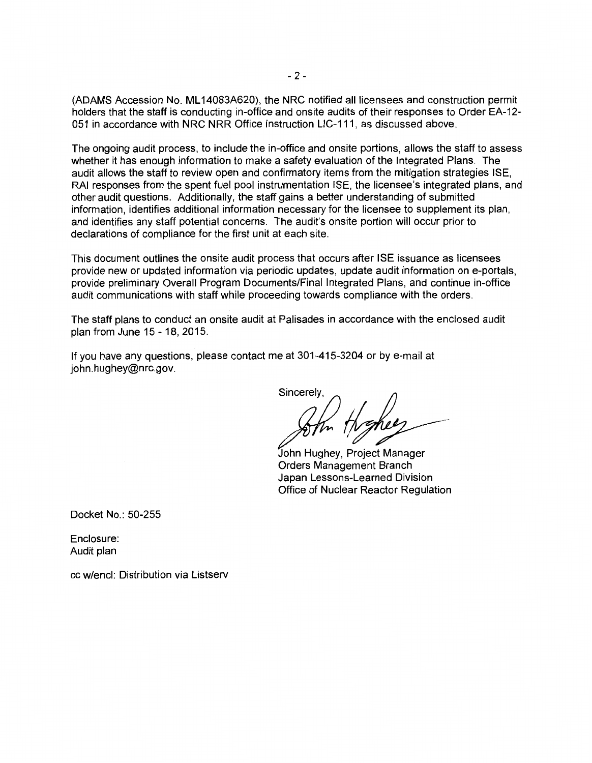(ADAMS Accession No. ML14083A620), the NRC notified all licensees and construction permit holders that the staff is conducting in-office and onsite audits of their responses to Order EA-12-051 in accordance with NRC NRR Office Instruction LIC-111, as discussed above.

The ongoing audit process, to include the in-office and onsite portions, allows the staff to assess whether it has enough information to make a safety evaluation of the Integrated Plans. The audit allows the staff to review open and confirmatory items from the mitigation strategies ISE, RAI responses from the spent fuel pool instrumentation ISE, the licensee's integrated plans, and other audit questions. Additionally, the staff gains a better understanding of submitted information, identifies additional information necessary for the licensee to supplement its plan, and identifies any staff potential concerns. The audit's onsite portion will occur prior to declarations of compliance for the first unit at each site.

This document outlines the onsite audit process that occurs after ISE issuance as licensees provide new or updated information via periodic updates, update audit information on e-portals, provide preliminary Overall Program Documents/Final Integrated Plans, and continue in-office audit communications with staff while proceeding towards compliance with the orders.

The staff plans to conduct an onsite audit at Palisades in accordance with the enclosed audit plan from June 15 - 18, 2015.

If you have any questions, please contact me at 301-415-3204 or by e-mail at john.hughey@nrc.gov.

Sincerely,

John Hughey, Project Manager
Orders Management Branch
Japan Lessons-Learned Division
Office of Nuclear Reactor Regulation

Docket No.: 50-255

Enclosure:
Audit plan

cc w/encl: Distribution via Listserv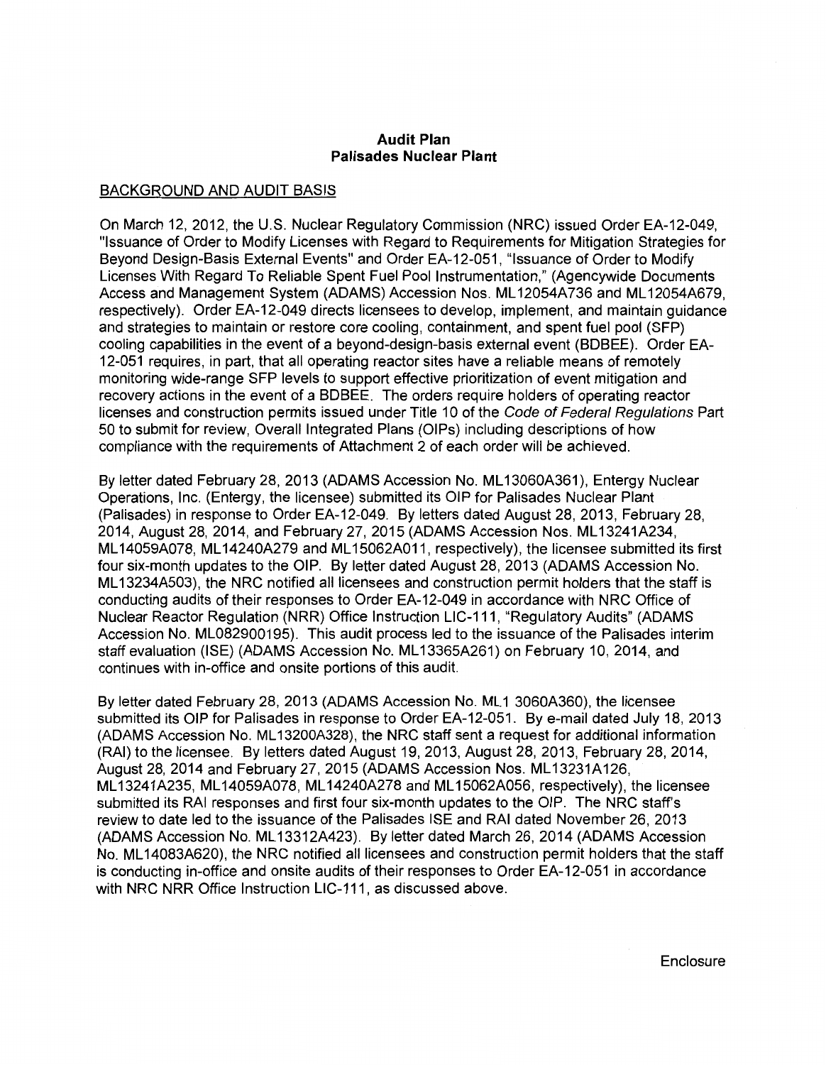**Audit Plan**
**Palisades Nuclear Plant**

BACKGROUND AND AUDIT BASIS

On March 12, 2012, the U.S. Nuclear Regulatory Commission (NRC) issued Order EA-12-049, "Issuance of Order to Modify Licenses with Regard to Requirements for Mitigation Strategies for Beyond Design-Basis External Events" and Order EA-12-051, "Issuance of Order to Modify Licenses With Regard To Reliable Spent Fuel Pool Instrumentation," (Agencywide Documents Access and Management System (ADAMS) Accession Nos. ML12054A736 and ML12054A679, respectively). Order EA-12-049 directs licensees to develop, implement, and maintain guidance and strategies to maintain or restore core cooling, containment, and spent fuel pool (SFP) cooling capabilities in the event of a beyond-design-basis external event (BDBEE). Order EA-12-051 requires, in part, that all operating reactor sites have a reliable means of remotely monitoring wide-range SFP levels to support effective prioritization of event mitigation and recovery actions in the event of a BDBEE. The orders require holders of operating reactor licenses and construction permits issued under Title 10 of the *Code of Federal Regulations* Part 50 to submit for review, Overall Integrated Plans (OIPs) including descriptions of how compliance with the requirements of Attachment 2 of each order will be achieved.

By letter dated February 28, 2013 (ADAMS Accession No. ML13060A361), Entergy Nuclear Operations, Inc. (Entergy, the licensee) submitted its OIP for Palisades Nuclear Plant (Palisades) in response to Order EA-12-049. By letters dated August 28, 2013, February 28, 2014, August 28, 2014, and February 27, 2015 (ADAMS Accession Nos. ML13241A234, ML14059A078, ML14240A279 and ML15062A011, respectively), the licensee submitted its first four six-month updates to the OIP. By letter dated August 28, 2013 (ADAMS Accession No. ML13234A503), the NRC notified all licensees and construction permit holders that the staff is conducting audits of their responses to Order EA-12-049 in accordance with NRC Office of Nuclear Reactor Regulation (NRR) Office Instruction LIC-111, "Regulatory Audits" (ADAMS Accession No. ML082900195). This audit process led to the issuance of the Palisades interim staff evaluation (ISE) (ADAMS Accession No. ML13365A261) on February 10, 2014, and continues with in-office and onsite portions of this audit.

By letter dated February 28, 2013 (ADAMS Accession No. ML1 3060A360), the licensee submitted its OIP for Palisades in response to Order EA-12-051. By e-mail dated July 18, 2013 (ADAMS Accession No. ML13200A328), the NRC staff sent a request for additional information (RAI) to the licensee. By letters dated August 19, 2013, August 28, 2013, February 28, 2014, August 28, 2014 and February 27, 2015 (ADAMS Accession Nos. ML13231A126, ML13241A235, ML14059A078, ML14240A278 and ML15062A056, respectively), the licensee submitted its RAI responses and first four six-month updates to the OIP. The NRC staff's review to date led to the issuance of the Palisades ISE and RAI dated November 26, 2013 (ADAMS Accession No. ML13312A423). By letter dated March 26, 2014 (ADAMS Accession No. ML14083A620), the NRC notified all licensees and construction permit holders that the staff is conducting in-office and onsite audits of their responses to Order EA-12-051 in accordance with NRC NRR Office Instruction LIC-111, as discussed above.

Enclosure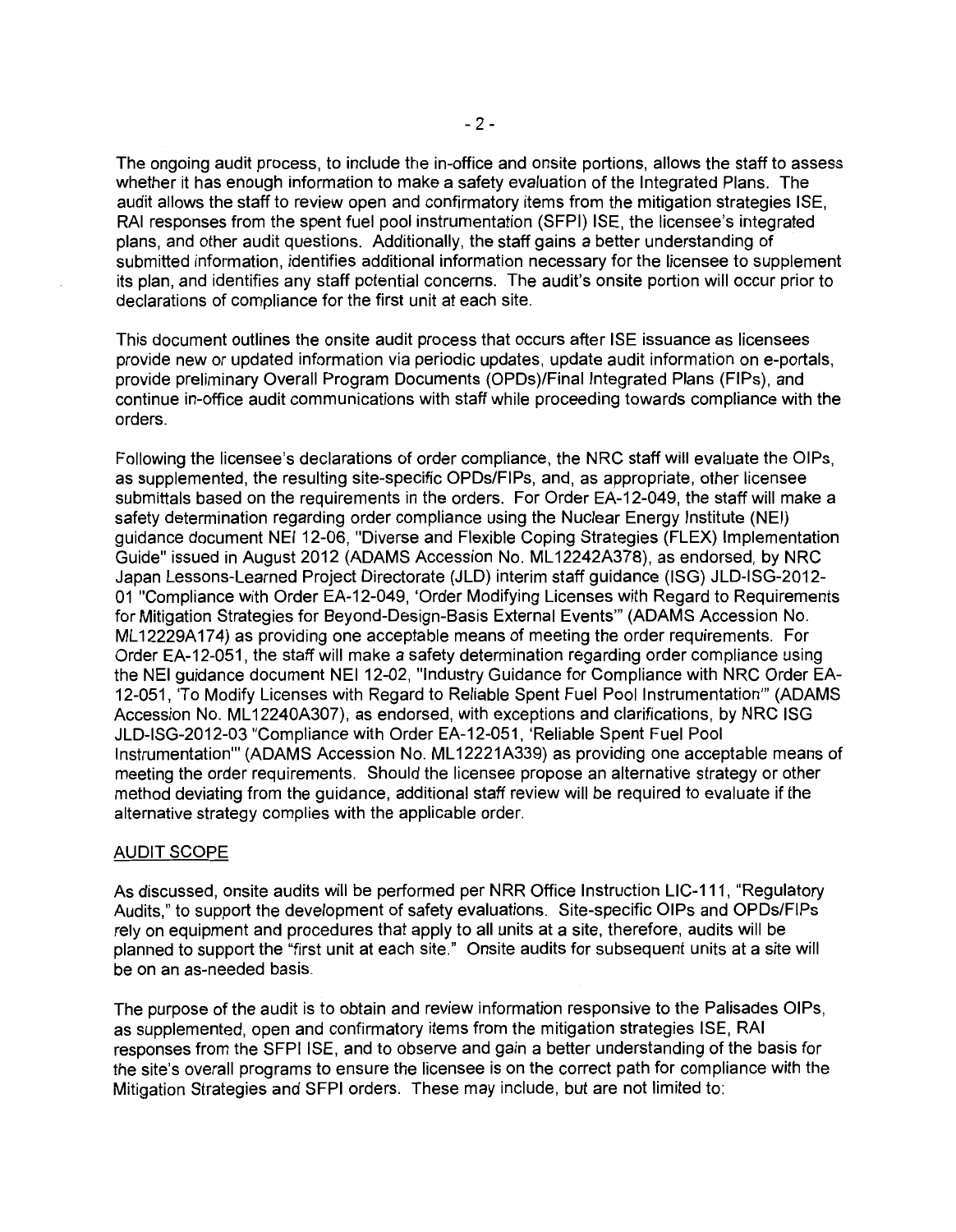The ongoing audit process, to include the in-office and onsite portions, allows the staff to assess whether it has enough information to make a safety evaluation of the Integrated Plans. The audit allows the staff to review open and confirmatory items from the mitigation strategies ISE, RAI responses from the spent fuel pool instrumentation (SFPI) ISE, the licensee's integrated plans, and other audit questions. Additionally, the staff gains a better understanding of submitted information, identifies additional information necessary for the licensee to supplement its plan, and identifies any staff potential concerns. The audit's onsite portion will occur prior to declarations of compliance for the first unit at each site.

This document outlines the onsite audit process that occurs after ISE issuance as licensees provide new or updated information via periodic updates, update audit information on e-portals, provide preliminary Overall Program Documents (OPDs)/Final Integrated Plans (FIPs), and continue in-office audit communications with staff while proceeding towards compliance with the orders.

Following the licensee's declarations of order compliance, the NRC staff will evaluate the OIPs, as supplemented, the resulting site-specific OPDs/FIPs, and, as appropriate, other licensee submittals based on the requirements in the orders. For Order EA-12-049, the staff will make a safety determination regarding order compliance using the Nuclear Energy Institute (NEI) guidance document NEI 12-06, "Diverse and Flexible Coping Strategies (FLEX) Implementation Guide" issued in August 2012 (ADAMS Accession No. ML12242A378), as endorsed, by NRC Japan Lessons-Learned Project Directorate (JLD) interim staff guidance (ISG) JLD-ISG-2012-01 "Compliance with Order EA-12-049, 'Order Modifying Licenses with Regard to Requirements for Mitigation Strategies for Beyond-Design-Basis External Events'" (ADAMS Accession No. ML12229A174) as providing one acceptable means of meeting the order requirements. For Order EA-12-051, the staff will make a safety determination regarding order compliance using the NEI guidance document NEI 12-02, "Industry Guidance for Compliance with NRC Order EA-12-051, 'To Modify Licenses with Regard to Reliable Spent Fuel Pool Instrumentation'" (ADAMS Accession No. ML12240A307), as endorsed, with exceptions and clarifications, by NRC ISG JLD-ISG-2012-03 "Compliance with Order EA-12-051, 'Reliable Spent Fuel Pool Instrumentation'" (ADAMS Accession No. ML12221A339) as providing one acceptable means of meeting the order requirements. Should the licensee propose an alternative strategy or other method deviating from the guidance, additional staff review will be required to evaluate if the alternative strategy complies with the applicable order.

## AUDIT SCOPE

As discussed, onsite audits will be performed per NRR Office Instruction LIC-111, "Regulatory Audits," to support the development of safety evaluations. Site-specific OIPs and OPDs/FIPs rely on equipment and procedures that apply to all units at a site, therefore, audits will be planned to support the "first unit at each site." Onsite audits for subsequent units at a site will be on an as-needed basis.

The purpose of the audit is to obtain and review information responsive to the Palisades OIPs, as supplemented, open and confirmatory items from the mitigation strategies ISE, RAI responses from the SFPI ISE, and to observe and gain a better understanding of the basis for the site's overall programs to ensure the licensee is on the correct path for compliance with the Mitigation Strategies and SFPI orders. These may include, but are not limited to: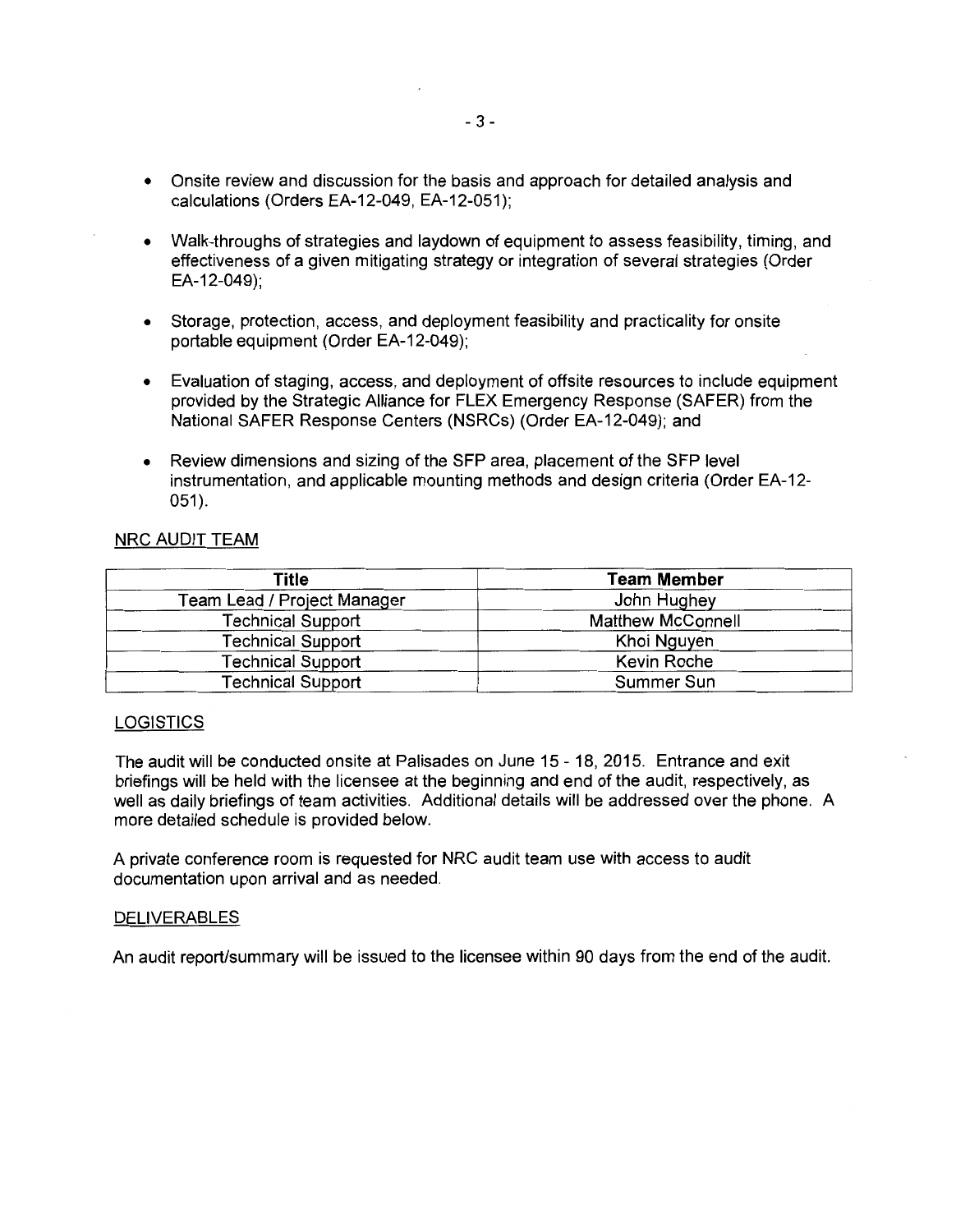- Onsite review and discussion for the basis and approach for detailed analysis and calculations (Orders EA-12-049, EA-12-051);
- Walk-throughs of strategies and laydown of equipment to assess feasibility, timing, and effectiveness of a given mitigating strategy or integration of several strategies (Order EA-12-049);
- Storage, protection, access, and deployment feasibility and practicality for onsite portable equipment (Order EA-12-049);
- Evaluation of staging, access, and deployment of offsite resources to include equipment provided by the Strategic Alliance for FLEX Emergency Response (SAFER) from the National SAFER Response Centers (NSRCs) (Order EA-12-049); and
- Review dimensions and sizing of the SFP area, placement of the SFP level instrumentation, and applicable mounting methods and design criteria (Order EA-12-051).

## NRC AUDIT TEAM

| Title | Team Member |
| --- | --- |
| Team Lead / Project Manager | John Hughey |
| Technical Support | Matthew McConnell |
| Technical Support | Khoi Nguyen |
| Technical Support | Kevin Roche |
| Technical Support | Summer Sun |

## LOGISTICS

The audit will be conducted onsite at Palisades on June 15 - 18, 2015. Entrance and exit briefings will be held with the licensee at the beginning and end of the audit, respectively, as well as daily briefings of team activities. Additional details will be addressed over the phone. A more detailed schedule is provided below.

A private conference room is requested for NRC audit team use with access to audit documentation upon arrival and as needed.

## DELIVERABLES

An audit report/summary will be issued to the licensee within 90 days from the end of the audit.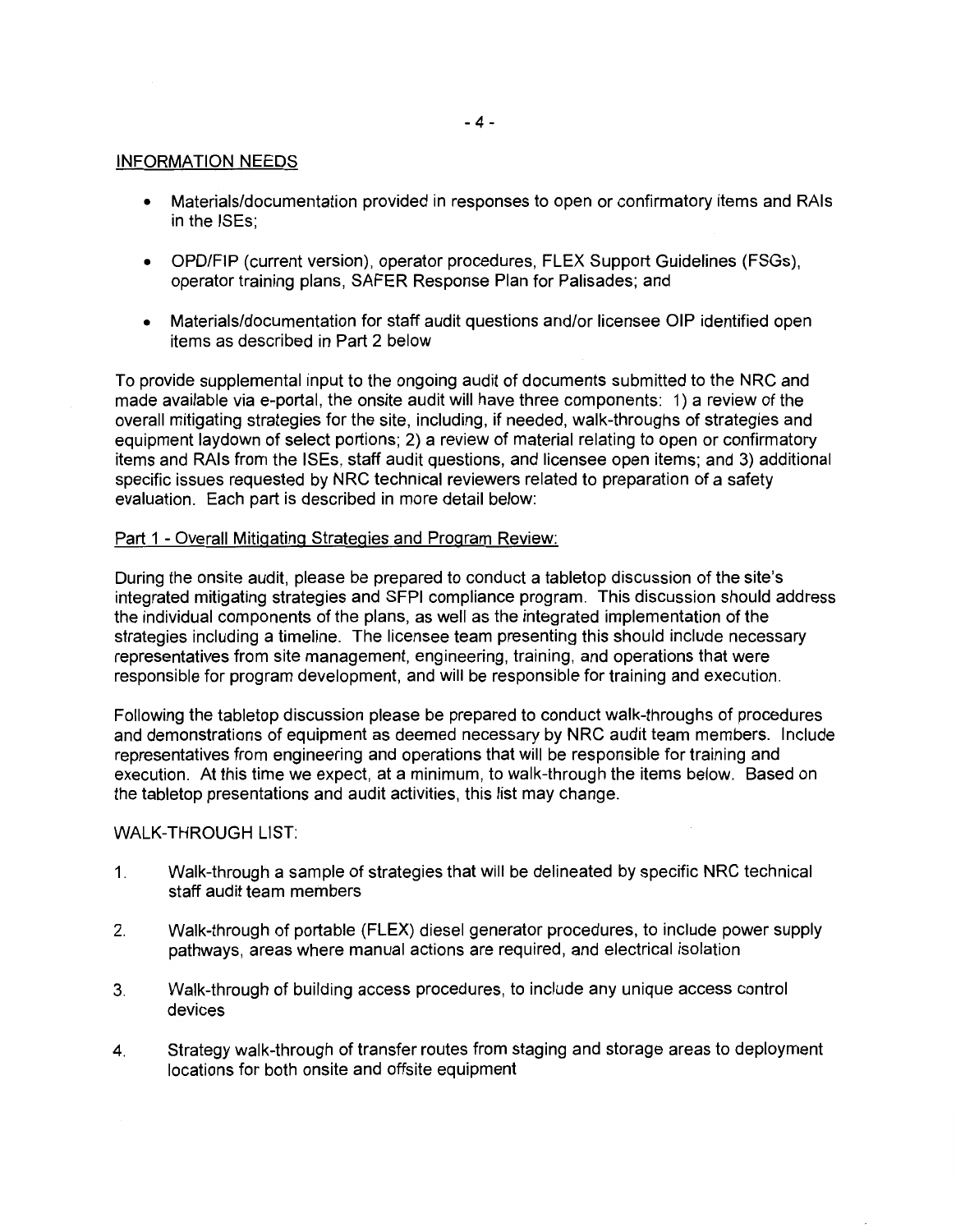INFORMATION NEEDS

- Materials/documentation provided in responses to open or confirmatory items and RAIs in the ISEs;
- OPD/FIP (current version), operator procedures, FLEX Support Guidelines (FSGs), operator training plans, SAFER Response Plan for Palisades; and
- Materials/documentation for staff audit questions and/or licensee OIP identified open items as described in Part 2 below

To provide supplemental input to the ongoing audit of documents submitted to the NRC and made available via e-portal, the onsite audit will have three components: 1) a review of the overall mitigating strategies for the site, including, if needed, walk-throughs of strategies and equipment laydown of select portions; 2) a review of material relating to open or confirmatory items and RAIs from the ISEs, staff audit questions, and licensee open items; and 3) additional specific issues requested by NRC technical reviewers related to preparation of a safety evaluation. Each part is described in more detail below:

Part 1 - Overall Mitigating Strategies and Program Review:

During the onsite audit, please be prepared to conduct a tabletop discussion of the site's integrated mitigating strategies and SFPI compliance program. This discussion should address the individual components of the plans, as well as the integrated implementation of the strategies including a timeline. The licensee team presenting this should include necessary representatives from site management, engineering, training, and operations that were responsible for program development, and will be responsible for training and execution.

Following the tabletop discussion please be prepared to conduct walk-throughs of procedures and demonstrations of equipment as deemed necessary by NRC audit team members. Include representatives from engineering and operations that will be responsible for training and execution. At this time we expect, at a minimum, to walk-through the items below. Based on the tabletop presentations and audit activities, this list may change.

WALK-THROUGH LIST:

1. Walk-through a sample of strategies that will be delineated by specific NRC technical staff audit team members
2. Walk-through of portable (FLEX) diesel generator procedures, to include power supply pathways, areas where manual actions are required, and electrical isolation
3. Walk-through of building access procedures, to include any unique access control devices
4. Strategy walk-through of transfer routes from staging and storage areas to deployment locations for both onsite and offsite equipment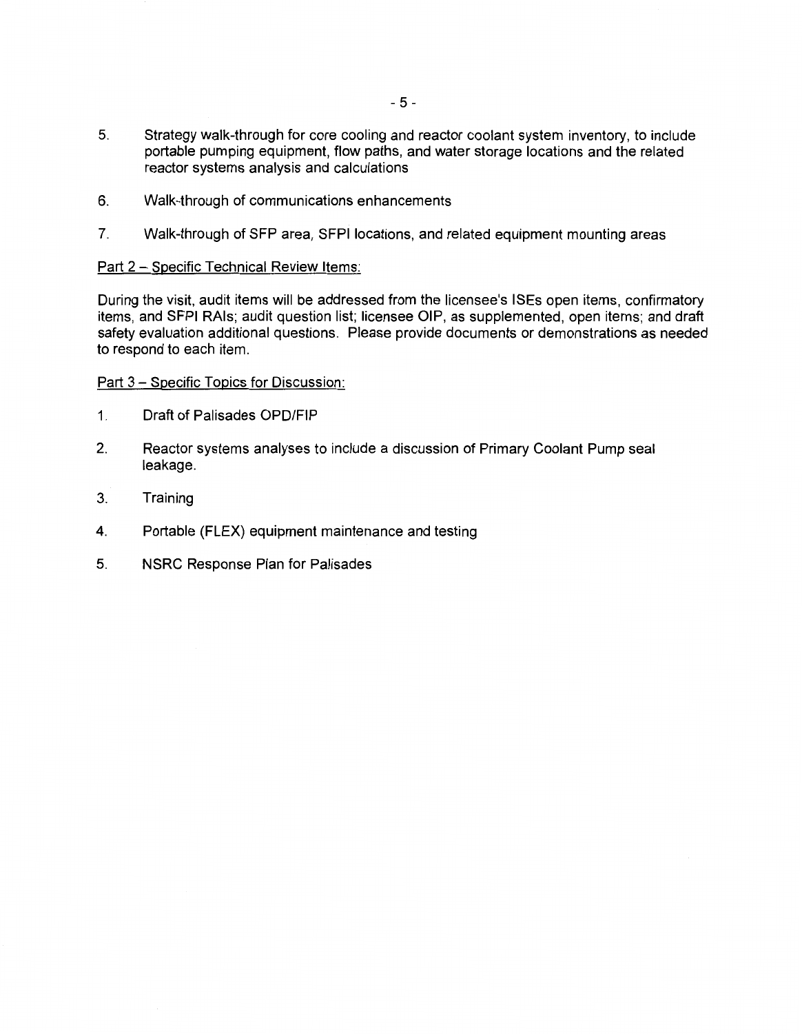5. Strategy walk-through for core cooling and reactor coolant system inventory, to include portable pumping equipment, flow paths, and water storage locations and the related reactor systems analysis and calculations

6. Walk-through of communications enhancements

7. Walk-through of SFP area, SFPI locations, and related equipment mounting areas

Part 2 – Specific Technical Review Items:

During the visit, audit items will be addressed from the licensee's ISEs open items, confirmatory items, and SFPI RAIs; audit question list; licensee OIP, as supplemented, open items; and draft safety evaluation additional questions. Please provide documents or demonstrations as needed to respond to each item.

Part 3 – Specific Topics for Discussion:

1. Draft of Palisades OPD/FIP

2. Reactor systems analyses to include a discussion of Primary Coolant Pump seal leakage.

3. Training

4. Portable (FLEX) equipment maintenance and testing

5. NSRC Response Plan for Palisades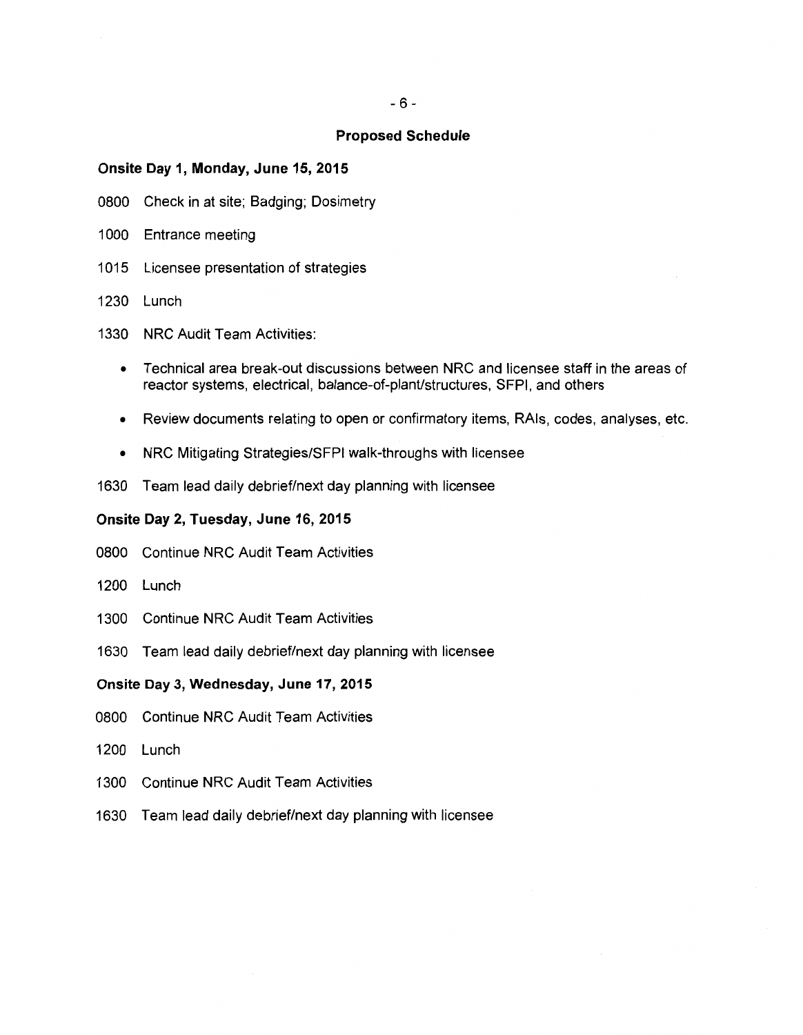## Proposed Schedule

### Onsite Day 1, Monday, June 15, 2015

0800 Check in at site; Badging; Dosimetry

1000 Entrance meeting

1015 Licensee presentation of strategies

1230 Lunch

1330 NRC Audit Team Activities:

- Technical area break-out discussions between NRC and licensee staff in the areas of reactor systems, electrical, balance-of-plant/structures, SFPI, and others
- Review documents relating to open or confirmatory items, RAIs, codes, analyses, etc.
- NRC Mitigating Strategies/SFPI walk-throughs with licensee

1630 Team lead daily debrief/next day planning with licensee

### Onsite Day 2, Tuesday, June 16, 2015

0800 Continue NRC Audit Team Activities

1200 Lunch

1300 Continue NRC Audit Team Activities

1630 Team lead daily debrief/next day planning with licensee

### Onsite Day 3, Wednesday, June 17, 2015

0800 Continue NRC Audit Team Activities

1200 Lunch

1300 Continue NRC Audit Team Activities

1630 Team lead daily debrief/next day planning with licensee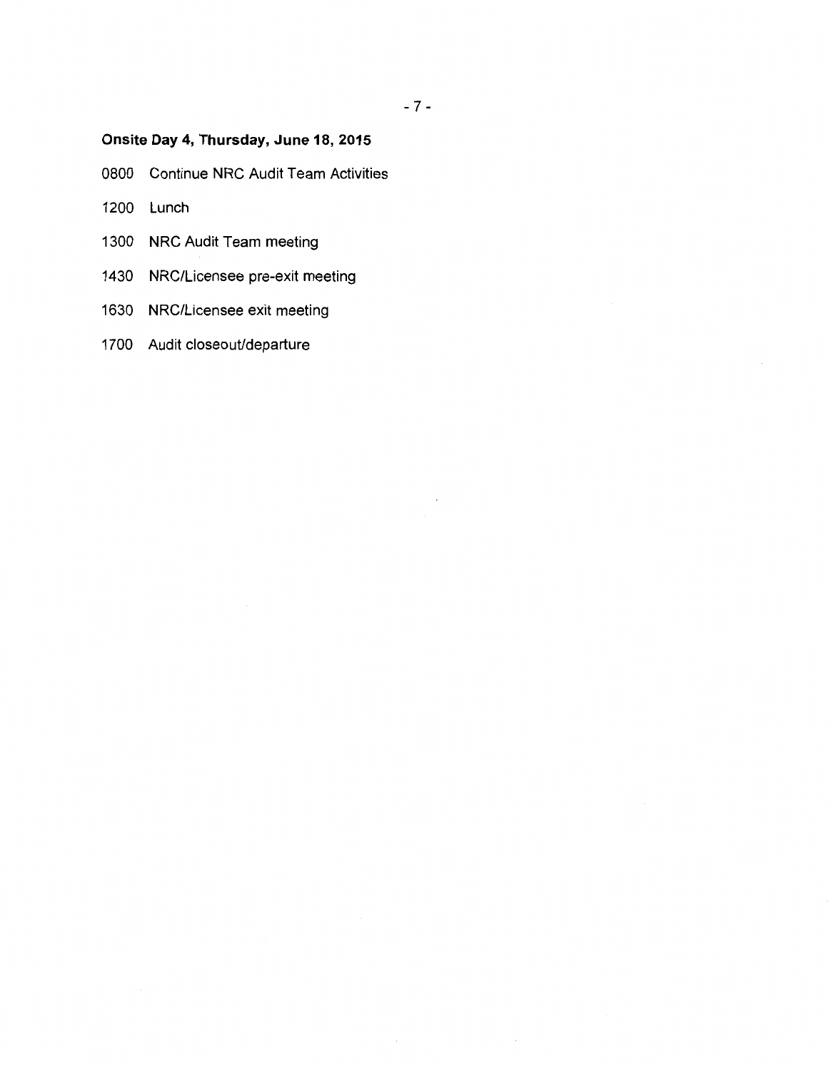**Onsite Day 4, Thursday, June 18, 2015**

0800 Continue NRC Audit Team Activities

1200 Lunch

1300 NRC Audit Team meeting

1430 NRC/Licensee pre-exit meeting

1630 NRC/Licensee exit meeting

1700 Audit closeout/departure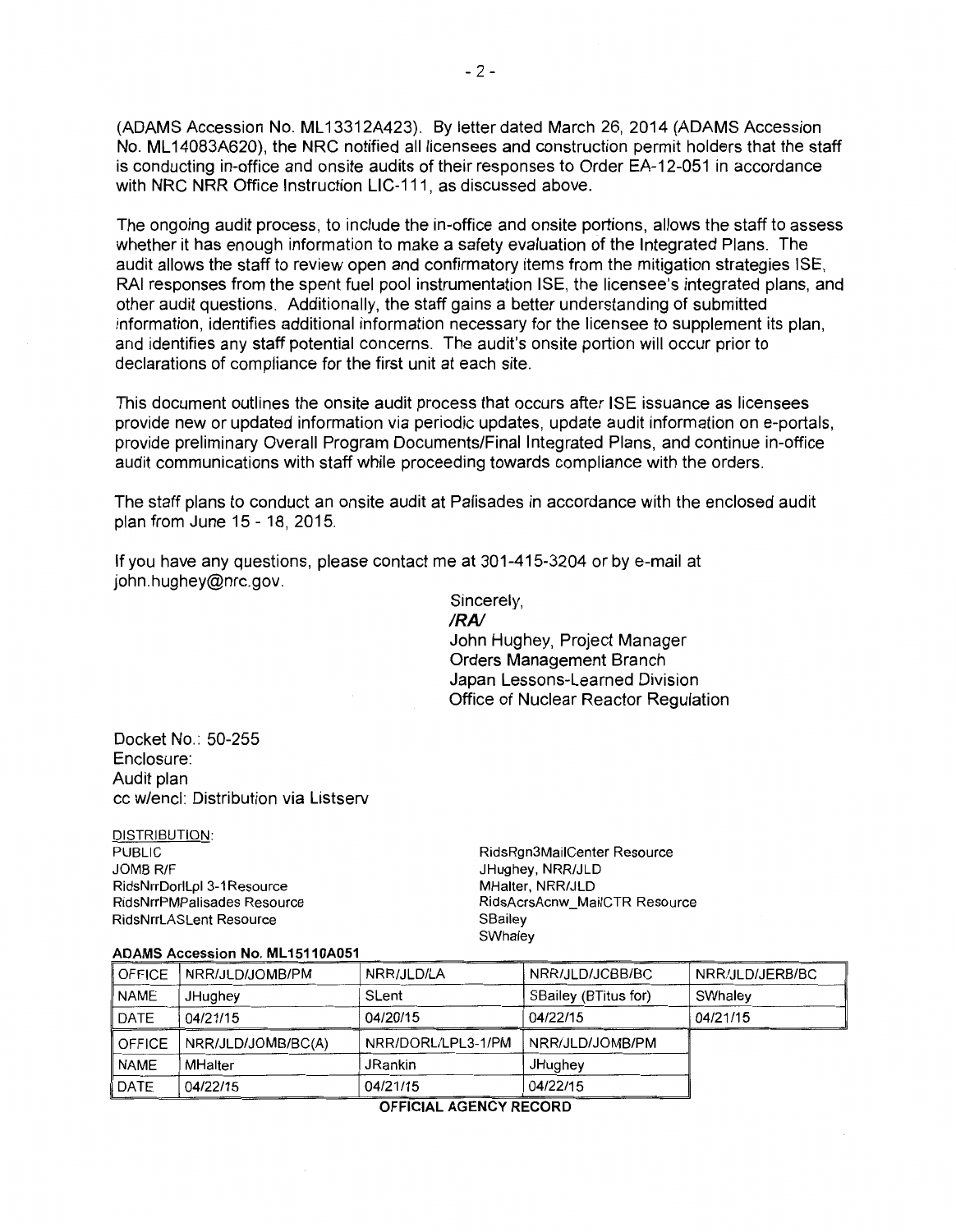(ADAMS Accession No. ML13312A423). By letter dated March 26, 2014 (ADAMS Accession No. ML14083A620), the NRC notified all licensees and construction permit holders that the staff is conducting in-office and onsite audits of their responses to Order EA-12-051 in accordance with NRC NRR Office Instruction LIC-111, as discussed above.

The ongoing audit process, to include the in-office and onsite portions, allows the staff to assess whether it has enough information to make a safety evaluation of the Integrated Plans. The audit allows the staff to review open and confirmatory items from the mitigation strategies ISE, RAI responses from the spent fuel pool instrumentation ISE, the licensee's integrated plans, and other audit questions. Additionally, the staff gains a better understanding of submitted information, identifies additional information necessary for the licensee to supplement its plan, and identifies any staff potential concerns. The audit's onsite portion will occur prior to declarations of compliance for the first unit at each site.

This document outlines the onsite audit process that occurs after ISE issuance as licensees provide new or updated information via periodic updates, update audit information on e-portals, provide preliminary Overall Program Documents/Final Integrated Plans, and continue in-office audit communications with staff while proceeding towards compliance with the orders.

The staff plans to conduct an onsite audit at Palisades in accordance with the enclosed audit plan from June 15 - 18, 2015.

If you have any questions, please contact me at 301-415-3204 or by e-mail at john.hughey@nrc.gov.

Sincerely,
***/RA/***
John Hughey, Project Manager
Orders Management Branch
Japan Lessons-Learned Division
Office of Nuclear Reactor Regulation

Docket No.: 50-255
Enclosure:
Audit plan
cc w/encl: Distribution via Listserv

DISTRIBUTION:
PUBLIC
JOMB R/F
RidsNrrDorlLpl 3-1Resource
RidsNrrPMPalisades Resource
RidsNrrLASLent Resource
RidsRgn3MailCenter Resource
JHughey, NRR/JLD
MHalter, NRR/JLD
RidsAcrsAcnw_MailCTR Resource
SBailey
SWhaley

**ADAMS Accession No. ML15110A051**

| OFFICE | NRR/JLD/JOMB/PM | NRR/JLD/LA | NRR/JLD/JCBB/BC | NRR/JLD/JERB/BC |
|---|---|---|---|---|
| NAME | JHughey | SLent | SBailey (BTitus for) | SWhaley |
| DATE | 04/21/15 | 04/20/15 | 04/22/15 | 04/21/15 |
| OFFICE | NRR/JLD/JOMB/BC(A) | NRR/DORL/LPL3-1/PM | NRR/JLD/JOMB/PM | |
| NAME | MHalter | JRankin | JHughey | |
| DATE | 04/22/15 | 04/21/15 | 04/22/15 | |

**OFFICIAL AGENCY RECORD**